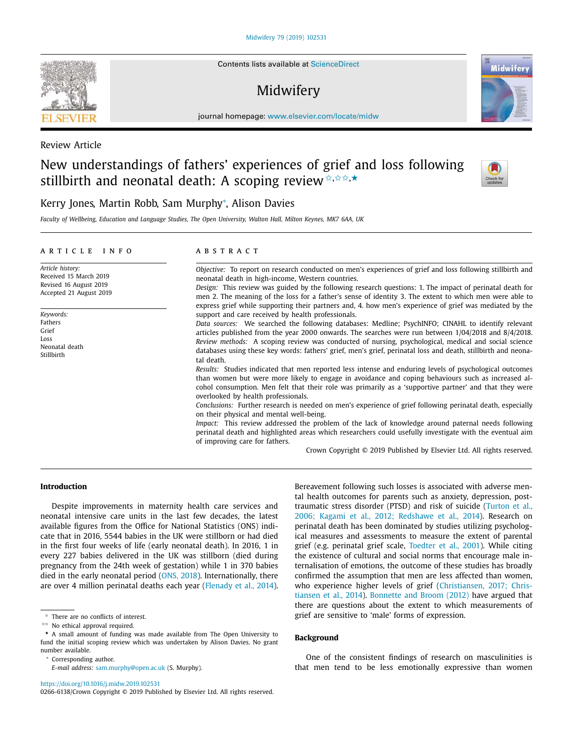Review Article

# New understandings of fathers' experiences of grief and loss following stillbirth and neonatal death: A scoping review[☆,☆☆,★]

Kerry Jones, Martin Robb, Sam Murphy[*], Alison Davies

*Faculty of Wellbeing, Education and Language Studies, The Open University, Walton Hall, Milton Keynes, MK7 6AA, UK*

## ARTICLE INFO

*Article history:*
Received 15 March 2019
Revised 16 August 2019
Accepted 21 August 2019

*Keywords:*
Fathers
Grief
Loss
Neonatal death
Stillbirth

## ABSTRACT

*Objective:* To report on research conducted on men's experiences of grief and loss following stillbirth and neonatal death in high-income, Western countries.

*Design:* This review was guided by the following research questions: 1. The impact of perinatal death for men 2. The meaning of the loss for a father's sense of identity 3. The extent to which men were able to express grief while supporting their partners and, 4. how men's experience of grief was mediated by the support and care received by health professionals.

*Data sources:* We searched the following databases: Medline; PsychINFO; CINAHL to identify relevant articles published from the year 2000 onwards. The searches were run between 1/04/2018 and 8/4/2018.

*Review methods:* A scoping review was conducted of nursing, psychological, medical and social science databases using these key words: fathers' grief, men's grief, perinatal loss and death, stillbirth and neonatal death.

*Results:* Studies indicated that men reported less intense and enduring levels of psychological outcomes than women but were more likely to engage in avoidance and coping behaviours such as increased alcohol consumption. Men felt that their role was primarily as a 'supportive partner' and that they were overlooked by health professionals.

*Conclusions:* Further research is needed on men's experience of grief following perinatal death, especially on their physical and mental well-being.

*Impact:* This review addressed the problem of the lack of knowledge around paternal needs following perinatal death and highlighted areas which researchers could usefully investigate with the eventual aim of improving care for fathers.

Crown Copyright © 2019 Published by Elsevier Ltd. All rights reserved.

## Introduction

Despite improvements in maternity health care services and neonatal intensive care units in the last few decades, the latest available figures from the Office for National Statistics (ONS) indicate that in 2016, 5544 babies in the UK were stillborn or had died in the first four weeks of life (early neonatal death). In 2016, 1 in every 227 babies delivered in the UK was stillborn (died during pregnancy from the 24th week of gestation) while 1 in 370 babies died in the early neonatal period (ONS, 2018). Internationally, there are over 4 million perinatal deaths each year (Flenady et al., 2014). Bereavement following such losses is associated with adverse mental health outcomes for parents such as anxiety, depression, post-traumatic stress disorder (PTSD) and risk of suicide (Turton et al., 2006; Kagami et al., 2012; Redshawe et al., 2014). Research on perinatal death has been dominated by studies utilizing psychological measures and assessments to measure the extent of parental grief (e.g. perinatal grief scale, Toedter et al., 2001). While citing the existence of cultural and social norms that encourage male internalisation of emotions, the outcome of these studies has broadly confirmed the assumption that men are less affected than women, who experience higher levels of grief (Christiansen, 2017; Christiansen et al., 2014). Bonnette and Broom (2012) have argued that there are questions about the extent to which measurements of grief are sensitive to 'male' forms of expression.

## Background

One of the consistent findings of research on masculinities is that men tend to be less emotionally expressive than women

---

☆ There are no conflicts of interest.

☆☆ No ethical approval required.

★ A small amount of funding was made available from The Open University to fund the initial scoping review which was undertaken by Alison Davies. No grant number available.

\* Corresponding author.
*E-mail address:* sam.murphy@open.ac.uk (S. Murphy).

https://doi.org/10.1016/j.midw.2019.102531
0266-6138/Crown Copyright © 2019 Published by Elsevier Ltd. All rights reserved.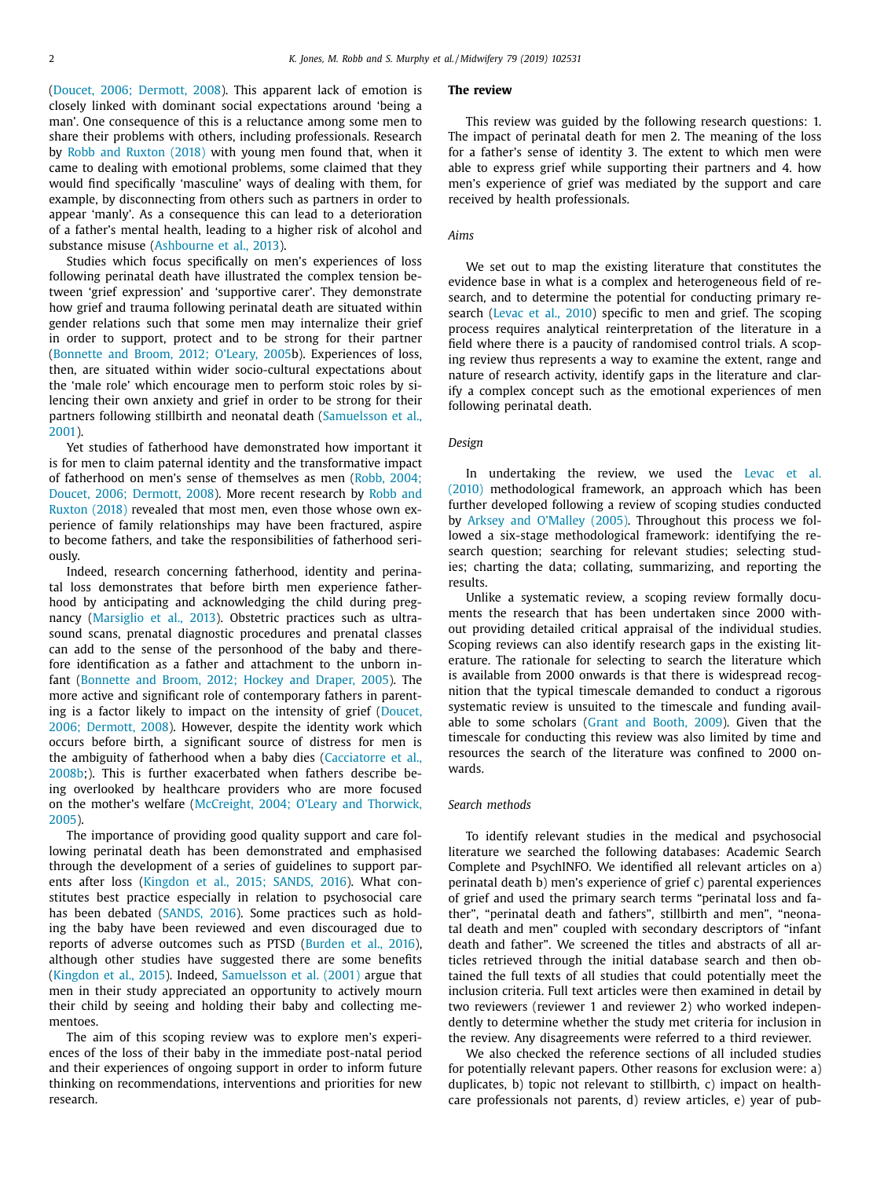(Doucet, 2006; Dermott, 2008). This apparent lack of emotion is closely linked with dominant social expectations around 'being a man'. One consequence of this is a reluctance among some men to share their problems with others, including professionals. Research by Robb and Ruxton (2018) with young men found that, when it came to dealing with emotional problems, some claimed that they would find specifically 'masculine' ways of dealing with them, for example, by disconnecting from others such as partners in order to appear 'manly'. As a consequence this can lead to a deterioration of a father's mental health, leading to a higher risk of alcohol and substance misuse (Ashbourne et al., 2013).

Studies which focus specifically on men's experiences of loss following perinatal death have illustrated the complex tension between 'grief expression' and 'supportive carer'. They demonstrate how grief and trauma following perinatal death are situated within gender relations such that some men may internalize their grief in order to support, protect and to be strong for their partner (Bonnette and Broom, 2012; O'Leary, 2005b). Experiences of loss, then, are situated within wider socio-cultural expectations about the 'male role' which encourage men to perform stoic roles by silencing their own anxiety and grief in order to be strong for their partners following stillbirth and neonatal death (Samuelsson et al., 2001).

Yet studies of fatherhood have demonstrated how important it is for men to claim paternal identity and the transformative impact of fatherhood on men's sense of themselves as men (Robb, 2004; Doucet, 2006; Dermott, 2008). More recent research by Robb and Ruxton (2018) revealed that most men, even those whose own experience of family relationships may have been fractured, aspire to become fathers, and take the responsibilities of fatherhood seriously.

Indeed, research concerning fatherhood, identity and perinatal loss demonstrates that before birth men experience fatherhood by anticipating and acknowledging the child during pregnancy (Marsiglio et al., 2013). Obstetric practices such as ultrasound scans, prenatal diagnostic procedures and prenatal classes can add to the sense of the personhood of the baby and therefore identification as a father and attachment to the unborn infant (Bonnette and Broom, 2012; Hockey and Draper, 2005). The more active and significant role of contemporary fathers in parenting is a factor likely to impact on the intensity of grief (Doucet, 2006; Dermott, 2008). However, despite the identity work which occurs before birth, a significant source of distress for men is the ambiguity of fatherhood when a baby dies (Cacciatorre et al., 2008b;). This is further exacerbated when fathers describe being overlooked by healthcare providers who are more focused on the mother's welfare (McCreight, 2004; O'Leary and Thorwick, 2005).

The importance of providing good quality support and care following perinatal death has been demonstrated and emphasised through the development of a series of guidelines to support parents after loss (Kingdon et al., 2015; SANDS, 2016). What constitutes best practice especially in relation to psychosocial care has been debated (SANDS, 2016). Some practices such as holding the baby have been reviewed and even discouraged due to reports of adverse outcomes such as PTSD (Burden et al., 2016), although other studies have suggested there are some benefits (Kingdon et al., 2015). Indeed, Samuelsson et al. (2001) argue that men in their study appreciated an opportunity to actively mourn their child by seeing and holding their baby and collecting mementoes.

The aim of this scoping review was to explore men's experiences of the loss of their baby in the immediate post-natal period and their experiences of ongoing support in order to inform future thinking on recommendations, interventions and priorities for new research.

## The review

This review was guided by the following research questions: 1. The impact of perinatal death for men 2. The meaning of the loss for a father's sense of identity 3. The extent to which men were able to express grief while supporting their partners and 4. how men's experience of grief was mediated by the support and care received by health professionals.

### *Aims*

We set out to map the existing literature that constitutes the evidence base in what is a complex and heterogeneous field of research, and to determine the potential for conducting primary research (Levac et al., 2010) specific to men and grief. The scoping process requires analytical reinterpretation of the literature in a field where there is a paucity of randomised control trials. A scoping review thus represents a way to examine the extent, range and nature of research activity, identify gaps in the literature and clarify a complex concept such as the emotional experiences of men following perinatal death.

### *Design*

In undertaking the review, we used the Levac et al. (2010) methodological framework, an approach which has been further developed following a review of scoping studies conducted by Arksey and O'Malley (2005). Throughout this process we followed a six-stage methodological framework: identifying the research question; searching for relevant studies; selecting studies; charting the data; collating, summarizing, and reporting the results.

Unlike a systematic review, a scoping review formally documents the research that has been undertaken since 2000 without providing detailed critical appraisal of the individual studies. Scoping reviews can also identify research gaps in the existing literature. The rationale for selecting to search the literature which is available from 2000 onwards is that there is widespread recognition that the typical timescale demanded to conduct a rigorous systematic review is unsuited to the timescale and funding available to some scholars (Grant and Booth, 2009). Given that the timescale for conducting this review was also limited by time and resources the search of the literature was confined to 2000 onwards.

### *Search methods*

To identify relevant studies in the medical and psychosocial literature we searched the following databases: Academic Search Complete and PsychINFO. We identified all relevant articles on a) perinatal death b) men's experience of grief c) parental experiences of grief and used the primary search terms "perinatal loss and father", "perinatal death and fathers", stillbirth and men", "neonatal death and men" coupled with secondary descriptors of "infant death and father". We screened the titles and abstracts of all articles retrieved through the initial database search and then obtained the full texts of all studies that could potentially meet the inclusion criteria. Full text articles were then examined in detail by two reviewers (reviewer 1 and reviewer 2) who worked independently to determine whether the study met criteria for inclusion in the review. Any disagreements were referred to a third reviewer.

We also checked the reference sections of all included studies for potentially relevant papers. Other reasons for exclusion were: a) duplicates, b) topic not relevant to stillbirth, c) impact on healthcare professionals not parents, d) review articles, e) year of pub-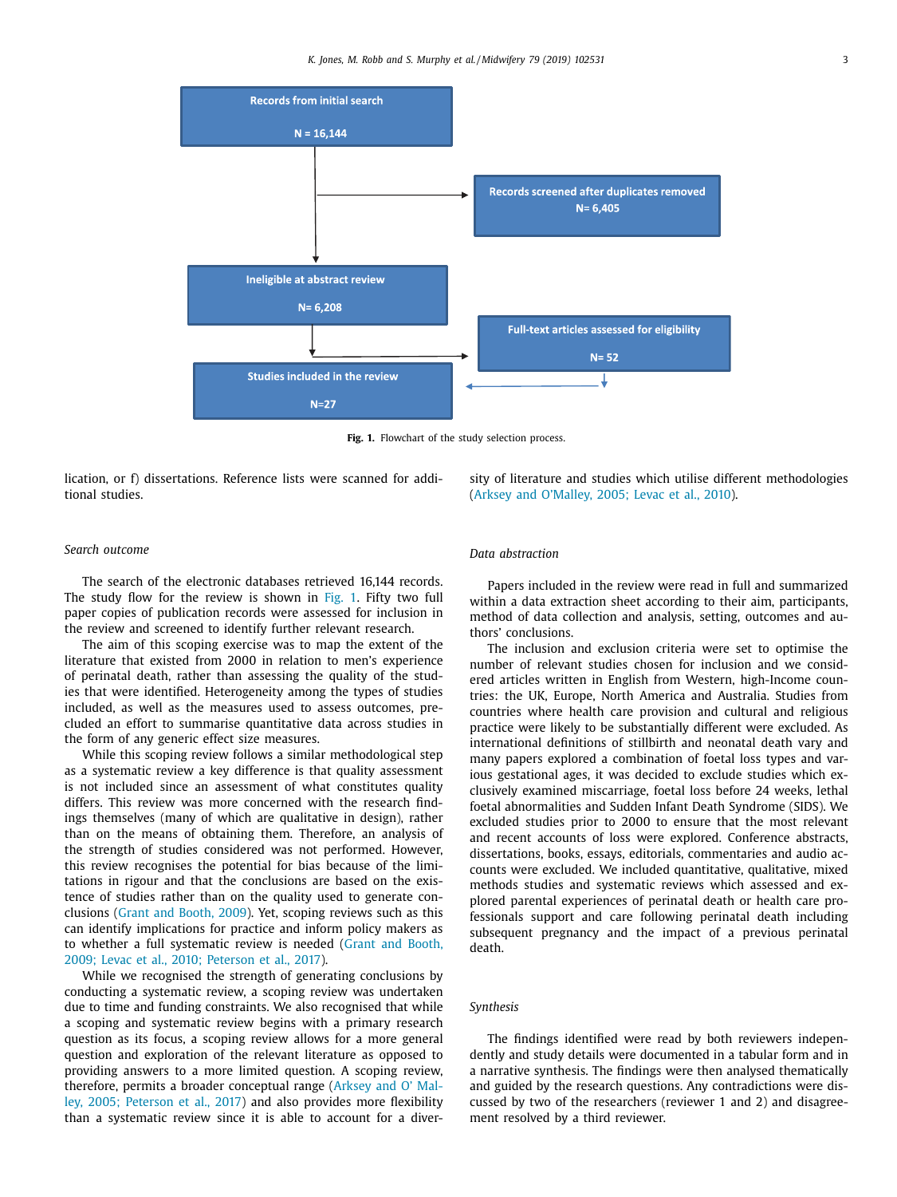Records from initial search

N = 16,144

Records screened after duplicates removed

N= 6,405

Ineligible at abstract review

N= 6,208

Full-text articles assessed for eligibility

N= 52

Studies included in the review

N=27

**Fig. 1.** Flowchart of the study selection process.

lication, or f) dissertations. Reference lists were scanned for additional studies.

### *Search outcome*

The search of the electronic databases retrieved 16,144 records. The study flow for the review is shown in Fig. 1. Fifty two full paper copies of publication records were assessed for inclusion in the review and screened to identify further relevant research.

The aim of this scoping exercise was to map the extent of the literature that existed from 2000 in relation to men's experience of perinatal death, rather than assessing the quality of the studies that were identified. Heterogeneity among the types of studies included, as well as the measures used to assess outcomes, precluded an effort to summarise quantitative data across studies in the form of any generic effect size measures.

While this scoping review follows a similar methodological step as a systematic review a key difference is that quality assessment is not included since an assessment of what constitutes quality differs. This review was more concerned with the research findings themselves (many of which are qualitative in design), rather than on the means of obtaining them. Therefore, an analysis of the strength of studies considered was not performed. However, this review recognises the potential for bias because of the limitations in rigour and that the conclusions are based on the existence of studies rather than the quality used to generate conclusions (Grant and Booth, 2009). Yet, scoping reviews such as this can identify implications for practice and inform policy makers as to whether a full systematic review is needed (Grant and Booth, 2009; Levac et al., 2010; Peterson et al., 2017).

While we recognised the strength of generating conclusions by conducting a systematic review, a scoping review was undertaken due to time and funding constraints. We also recognised that while a scoping and systematic review begins with a primary research question as its focus, a scoping review allows for a more general question and exploration of the relevant literature as opposed to providing answers to a more limited question. A scoping review, therefore, permits a broader conceptual range (Arksey and O' Malley, 2005; Peterson et al., 2017) and also provides more flexibility than a systematic review since it is able to account for a diversity of literature and studies which utilise different methodologies (Arksey and O'Malley, 2005; Levac et al., 2010).

### *Data abstraction*

Papers included in the review were read in full and summarized within a data extraction sheet according to their aim, participants, method of data collection and analysis, setting, outcomes and authors' conclusions.

The inclusion and exclusion criteria were set to optimise the number of relevant studies chosen for inclusion and we considered articles written in English from Western, high-Income countries: the UK, Europe, North America and Australia. Studies from countries where health care provision and cultural and religious practice were likely to be substantially different were excluded. As international definitions of stillbirth and neonatal death vary and many papers explored a combination of foetal loss types and various gestational ages, it was decided to exclude studies which exclusively examined miscarriage, foetal loss before 24 weeks, lethal foetal abnormalities and Sudden Infant Death Syndrome (SIDS). We excluded studies prior to 2000 to ensure that the most relevant and recent accounts of loss were explored. Conference abstracts, dissertations, books, essays, editorials, commentaries and audio accounts were excluded. We included quantitative, qualitative, mixed methods studies and systematic reviews which assessed and explored parental experiences of perinatal death or health care professionals support and care following perinatal death including subsequent pregnancy and the impact of a previous perinatal death.

### *Synthesis*

The findings identified were read by both reviewers independently and study details were documented in a tabular form and in a narrative synthesis. The findings were then analysed thematically and guided by the research questions. Any contradictions were discussed by two of the researchers (reviewer 1 and 2) and disagreement resolved by a third reviewer.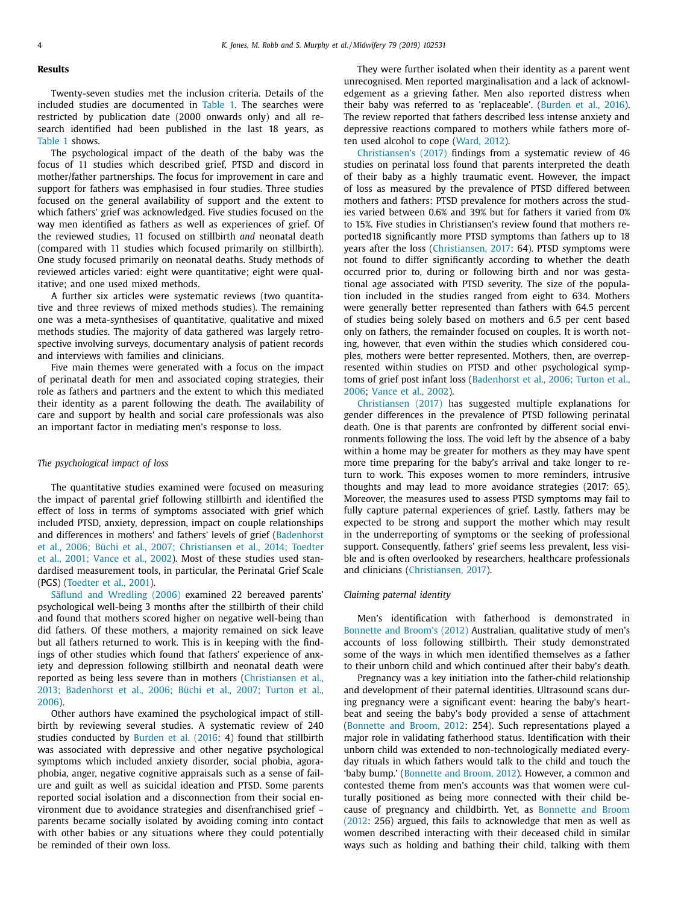## Results

Twenty-seven studies met the inclusion criteria. Details of the included studies are documented in Table 1. The searches were restricted by publication date (2000 onwards only) and all research identified had been published in the last 18 years, as Table 1 shows.

The psychological impact of the death of the baby was the focus of 11 studies which described grief, PTSD and discord in mother/father partnerships. The focus for improvement in care and support for fathers was emphasised in four studies. Three studies focused on the general availability of support and the extent to which fathers' grief was acknowledged. Five studies focused on the way men identified as fathers as well as experiences of grief. Of the reviewed studies, 11 focused on stillbirth *and* neonatal death (compared with 11 studies which focused primarily on stillbirth). One study focused primarily on neonatal deaths. Study methods of reviewed articles varied: eight were quantitative; eight were qualitative; and one used mixed methods.

A further six articles were systematic reviews (two quantitative and three reviews of mixed methods studies). The remaining one was a meta-syntheses of quantitative, qualitative and mixed methods studies. The majority of data gathered was largely retrospective involving surveys, documentary analysis of patient records and interviews with families and clinicians.

Five main themes were generated with a focus on the impact of perinatal death for men and associated coping strategies, their role as fathers and partners and the extent to which this mediated their identity as a parent following the death. The availability of care and support by health and social care professionals was also an important factor in mediating men's response to loss.

### *The psychological impact of loss*

The quantitative studies examined were focused on measuring the impact of parental grief following stillbirth and identified the effect of loss in terms of symptoms associated with grief which included PTSD, anxiety, depression, impact on couple relationships and differences in mothers' and fathers' levels of grief (Badenhorst et al., 2006; Büchi et al., 2007; Christiansen et al., 2014; Toedter et al., 2001; Vance et al., 2002). Most of these studies used standardised measurement tools, in particular, the Perinatal Grief Scale (PGS) (Toedter et al., 2001).

Säflund and Wredling (2006) examined 22 bereaved parents' psychological well-being 3 months after the stillbirth of their child and found that mothers scored higher on negative well-being than did fathers. Of these mothers, a majority remained on sick leave but all fathers returned to work. This is in keeping with the findings of other studies which found that fathers' experience of anxiety and depression following stillbirth and neonatal death were reported as being less severe than in mothers (Christiansen et al., 2013; Badenhorst et al., 2006; Büchi et al., 2007; Turton et al., 2006).

Other authors have examined the psychological impact of stillbirth by reviewing several studies. A systematic review of 240 studies conducted by Burden et al. (2016: 4) found that stillbirth was associated with depressive and other negative psychological symptoms which included anxiety disorder, social phobia, agoraphobia, anger, negative cognitive appraisals such as a sense of failure and guilt as well as suicidal ideation and PTSD. Some parents reported social isolation and a disconnection from their social environment due to avoidance strategies and disenfranchised grief – parents became socially isolated by avoiding coming into contact with other babies or any situations where they could potentially be reminded of their own loss.

They were further isolated when their identity as a parent went unrecognised. Men reported marginalisation and a lack of acknowledgement as a grieving father. Men also reported distress when their baby was referred to as 'replaceable'. (Burden et al., 2016). The review reported that fathers described less intense anxiety and depressive reactions compared to mothers while fathers more often used alcohol to cope (Ward, 2012).

Christiansen's (2017) findings from a systematic review of 46 studies on perinatal loss found that parents interpreted the death of their baby as a highly traumatic event. However, the impact of loss as measured by the prevalence of PTSD differed between mothers and fathers: PTSD prevalence for mothers across the studies varied between 0.6% and 39% but for fathers it varied from 0% to 15%. Five studies in Christiansen's review found that mothers reported18 significantly more PTSD symptoms than fathers up to 18 years after the loss (Christiansen, 2017: 64). PTSD symptoms were not found to differ significantly according to whether the death occurred prior to, during or following birth and nor was gestational age associated with PTSD severity. The size of the population included in the studies ranged from eight to 634. Mothers were generally better represented than fathers with 64.5 percent of studies being solely based on mothers and 6.5 per cent based only on fathers, the remainder focused on couples. It is worth noting, however, that even within the studies which considered couples, mothers were better represented. Mothers, then, are overrepresented within studies on PTSD and other psychological symptoms of grief post infant loss (Badenhorst et al., 2006; Turton et al., 2006; Vance et al., 2002).

Christiansen (2017) has suggested multiple explanations for gender differences in the prevalence of PTSD following perinatal death. One is that parents are confronted by different social environments following the loss. The void left by the absence of a baby within a home may be greater for mothers as they may have spent more time preparing for the baby's arrival and take longer to return to work. This exposes women to more reminders, intrusive thoughts and may lead to more avoidance strategies (2017: 65). Moreover, the measures used to assess PTSD symptoms may fail to fully capture paternal experiences of grief. Lastly, fathers may be expected to be strong and support the mother which may result in the underreporting of symptoms or the seeking of professional support. Consequently, fathers' grief seems less prevalent, less visible and is often overlooked by researchers, healthcare professionals and clinicians (Christiansen, 2017).

### *Claiming paternal identity*

Men's identification with fatherhood is demonstrated in Bonnette and Broom's (2012) Australian, qualitative study of men's accounts of loss following stillbirth. Their study demonstrated some of the ways in which men identified themselves as a father to their unborn child and which continued after their baby's death.

Pregnancy was a key initiation into the father-child relationship and development of their paternal identities. Ultrasound scans during pregnancy were a significant event: hearing the baby's heartbeat and seeing the baby's body provided a sense of attachment (Bonnette and Broom, 2012: 254). Such representations played a major role in validating fatherhood status. Identification with their unborn child was extended to non-technologically mediated everyday rituals in which fathers would talk to the child and touch the 'baby bump.' (Bonnette and Broom, 2012). However, a common and contested theme from men's accounts was that women were culturally positioned as being more connected with their child because of pregnancy and childbirth. Yet, as Bonnette and Broom (2012: 256) argued, this fails to acknowledge that men as well as women described interacting with their deceased child in similar ways such as holding and bathing their child, talking with them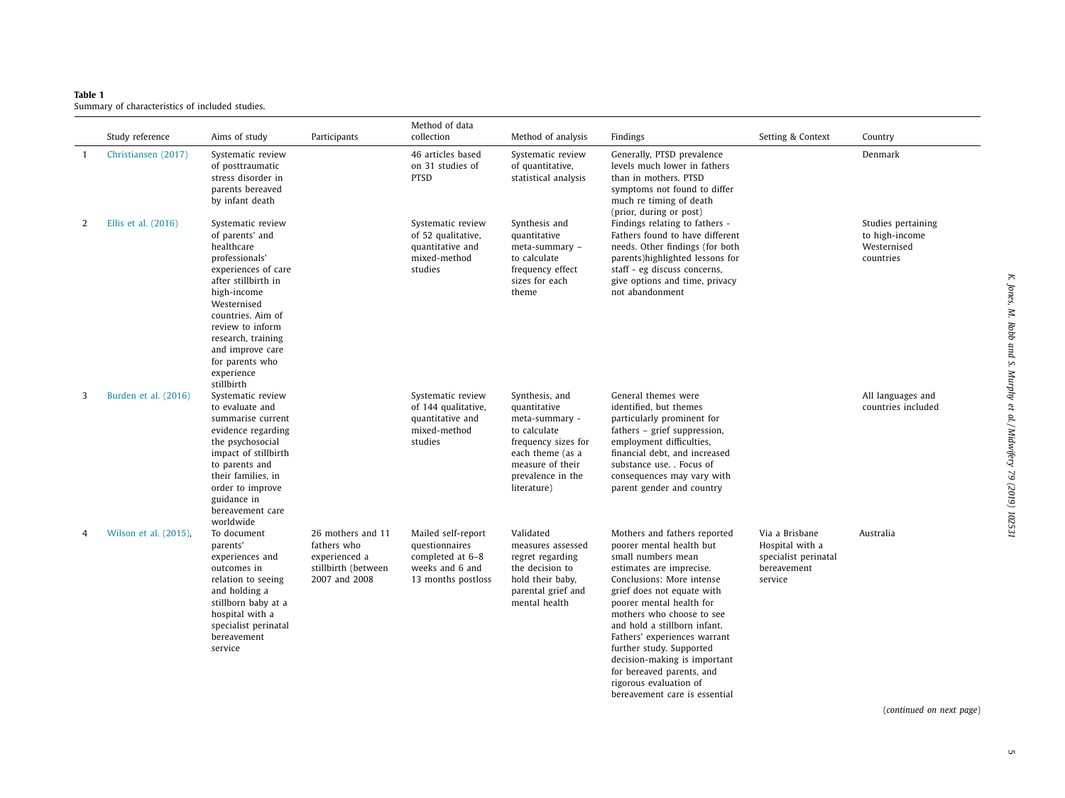**Table 1**
Summary of characteristics of included studies.

| | Study reference | Aims of study | Participants | Method of data collection | Method of analysis | Findings | Setting & Context | Country |
|---|---|---|---|---|---|---|---|---|
| 1 | Christiansen (2017) | Systematic review of posttraumatic stress disorder in parents bereaved by infant death | | 46 articles based on 31 studies of PTSD | Systematic review of quantitative, statistical analysis | Generally, PTSD prevalence levels much lower in fathers than in mothers. PTSD symptoms not found to differ much re timing of death (prior, during or post) | | Denmark |
| 2 | Ellis et al. (2016) | Systematic review of parents' and healthcare professionals' experiences of care after stillbirth in high-income Westernised countries. Aim of review to inform research, training and improve care for parents who experience stillbirth | | Systematic review of 52 qualitative, quantitative and mixed-method studies | Synthesis and quantitative meta-summary – to calculate frequency effect sizes for each theme | Findings relating to fathers - Fathers found to have different needs. Other findings (for both parents)highlighted lessons for staff - eg discuss concerns, give options and time, privacy not abandonment | | Studies pertaining to high-income Westernised countries |
| 3 | Burden et al. (2016) | Systematic review to evaluate and summarise current evidence regarding the psychosocial impact of stillbirth to parents and their families, in order to improve guidance in bereavement care worldwide | | Systematic review of 144 qualitative, quantitative and mixed-method studies | Synthesis, and quantitative meta-summary - to calculate frequency sizes for each theme (as a measure of their prevalence in the literature) | General themes were identified, but themes particularly prominent for fathers – grief suppression, employment difficulties, financial debt, and increased substance use. . Focus of consequences may vary with parent gender and country | | All languages and countries included |
| 4 | Wilson et al. (2015), | To document parents' experiences and outcomes in relation to seeing and holding a stillborn baby at a hospital with a specialist perinatal bereavement service | 26 mothers and 11 fathers who experienced a stillbirth (between 2007 and 2008 | Mailed self-report questionnaires completed at 6–8 weeks and 6 and 13 months postloss | Validated measures assessed regret regarding the decision to hold their baby, parental grief and mental health | Mothers and fathers reported poorer mental health but small numbers mean estimates are imprecise. Conclusions: More intense grief does not equate with poorer mental health for mothers who choose to see and hold a stillborn infant. Fathers' experiences warrant further study. Supported decision-making is important for bereaved parents, and rigorous evaluation of bereavement care is essential | Via a Brisbane Hospital with a specialist perinatal bereavement service | Australia |

(*continued on next page*)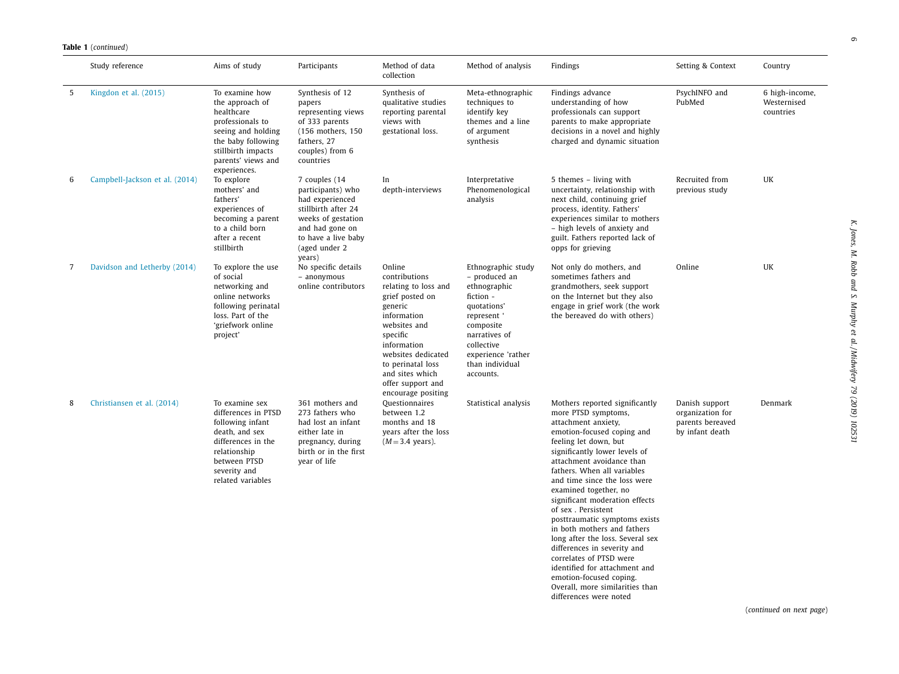**Table 1** (*continued*)

| | Study reference | Aims of study | Participants | Method of data collection | Method of analysis | Findings | Setting & Context | Country |
|---|---|---|---|---|---|---|---|---|
| 5 | Kingdon et al. (2015) | To examine how the approach of healthcare professionals to seeing and holding the baby following stillbirth impacts parents' views and experiences. | Synthesis of 12 papers representing views of 333 parents (156 mothers, 150 fathers, 27 couples) from 6 countries | Synthesis of qualitative studies reporting parental views with gestational loss. | Meta-ethnographic techniques to identify key themes and a line of argument synthesis | Findings advance understanding of how professionals can support parents to make appropriate decisions in a novel and highly charged and dynamic situation | PsychINFO and PubMed | 6 high-income, Westernised countries |
| 6 | Campbell-Jackson et al. (2014) | To explore mothers' and fathers' experiences of becoming a parent to a child born after a recent stillbirth | 7 couples (14 participants) who had experienced stillbirth after 24 weeks of gestation and had gone on to have a live baby (aged under 2 years) | In depth-interviews | Interpretative Phenomenological analysis | 5 themes – living with uncertainty, relationship with next child, continuing grief process, identity. Fathers' experiences similar to mothers – high levels of anxiety and guilt. Fathers reported lack of opps for grieving | Recruited from previous study | UK |
| 7 | Davidson and Letherby (2014) | To explore the use of social networking and online networks following perinatal loss. Part of the 'griefwork online project' | No specific details – anonymous online contributors | Online contributions relating to loss and grief posted on generic information websites and specific information websites dedicated to perinatal loss and sites which offer support and encourage positing | Ethnographic study – produced an ethnographic fiction - quotations' represent ' composite narratives of collective experience 'rather than individual accounts. | Not only do mothers, and sometimes fathers and grandmothers, seek support on the Internet but they also engage in grief work (the work the bereaved do with others) | Online | UK |
| 8 | Christiansen et al. (2014) | To examine sex differences in PTSD following infant death, and sex differences in the relationship between PTSD severity and related variables | 361 mothers and 273 fathers who had lost an infant either late in pregnancy, during birth or in the first year of life | Questionnaires between 1.2 months and 18 years after the loss ($M = 3.4$ years). | Statistical analysis | Mothers reported significantly more PTSD symptoms, attachment anxiety, emotion-focused coping and feeling let down, but significantly lower levels of attachment avoidance than fathers. When all variables and time since the loss were examined together, no significant moderation effects of sex . Persistent posttraumatic symptoms exists in both mothers and fathers long after the loss. Several sex differences in severity and correlates of PTSD were identified for attachment and emotion-focused coping. Overall, more similarities than differences were noted | Danish support organization for parents bereaved by infant death | Denmark |

(*continued on next page*)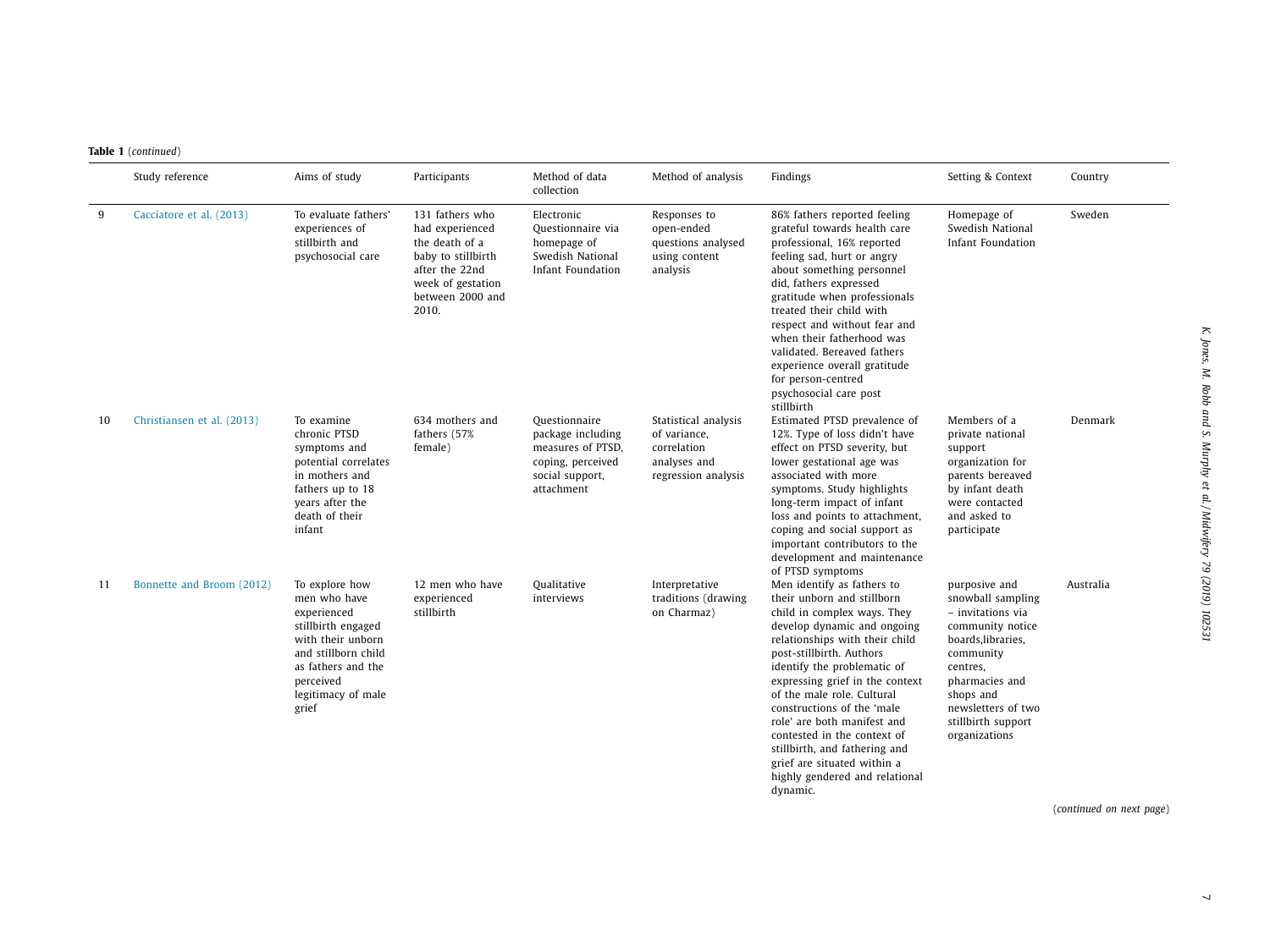**Table 1** (*continued*)

| | Study reference | Aims of study | Participants | Method of data collection | Method of analysis | Findings | Setting & Context | Country |
|---|---|---|---|---|---|---|---|---|
| 9 | Cacciatore et al. (2013) | To evaluate fathers' experiences of stillbirth and psychosocial care | 131 fathers who had experienced the death of a baby to stillbirth after the 22nd week of gestation between 2000 and 2010. | Electronic Questionnaire via homepage of Swedish National Infant Foundation | Responses to open-ended questions analysed using content analysis | 86% fathers reported feeling grateful towards health care professional, 16% reported feeling sad, hurt or angry about something personnel did, fathers expressed gratitude when professionals treated their child with respect and without fear and when their fatherhood was validated. Bereaved fathers experience overall gratitude for person-centred psychosocial care post stillbirth | Homepage of Swedish National Infant Foundation | Sweden |
| 10 | Christiansen et al. (2013) | To examine chronic PTSD symptoms and potential correlates in mothers and fathers up to 18 years after the death of their infant | 634 mothers and fathers (57% female) | Questionnaire package including measures of PTSD, coping, perceived social support, attachment | Statistical analysis of variance, correlation analyses and regression analysis | Estimated PTSD prevalence of 12%. Type of loss didn't have effect on PTSD severity, but lower gestational age was associated with more symptoms. Study highlights long-term impact of infant loss and points to attachment, coping and social support as important contributors to the development and maintenance of PTSD symptoms | Members of a private national support organization for parents bereaved by infant death were contacted and asked to participate | Denmark |
| 11 | Bonnette and Broom (2012) | To explore how men who have experienced stillbirth engaged with their unborn and stillborn child as fathers and the perceived legitimacy of male grief | 12 men who have experienced stillbirth | Qualitative interviews | Interpretative traditions (drawing on Charmaz) | Men identify as fathers to their unborn and stillborn child in complex ways. They develop dynamic and ongoing relationships with their child post-stillbirth. Authors identify the problematic of expressing grief in the context of the male role. Cultural constructions of the 'male role' are both manifest and contested in the context of stillbirth, and fathering and grief are situated within a highly gendered and relational dynamic. | purposive and snowball sampling – invitations via community notice boards,libraries, community centres, pharmacies and shops and newsletters of two stillbirth support organizations | Australia |

(*continued on next page*)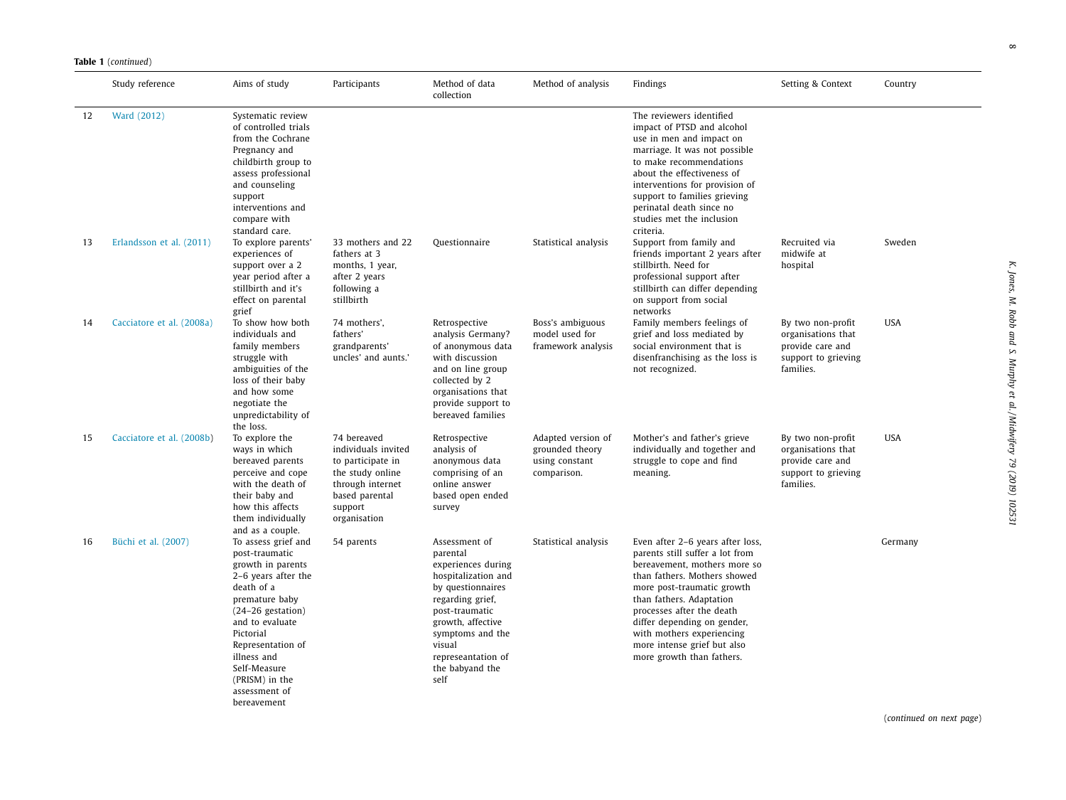**Table 1** (*continued*)

| | Study reference | Aims of study | Participants | Method of data collection | Method of analysis | Findings | Setting & Context | Country |
|---|---|---|---|---|---|---|---|---|
| 12 | Ward (2012) | Systematic review of controlled trials from the Cochrane Pregnancy and childbirth group to assess professional and counseling support interventions and compare with standard care. | | | | The reviewers identified impact of PTSD and alcohol use in men and impact on marriage. It was not possible to make recommendations about the effectiveness of interventions for provision of support to families grieving perinatal death since no studies met the inclusion criteria. | | |
| 13 | Erlandsson et al. (2011) | To explore parents' experiences of support over a 2 year period after a stillbirth and it's effect on parental grief | 33 mothers and 22 fathers at 3 months, 1 year, after 2 years following a stillbirth | Questionnaire | Statistical analysis | Support from family and friends important 2 years after stillbirth. Need for professional support after stillbirth can differ depending on support from social networks | Recruited via midwife at hospital | Sweden |
| 14 | Cacciatore et al. (2008a) | To show how both individuals and family members struggle with ambiguities of the loss of their baby and how some negotiate the unpredictability of the loss. | 74 mothers', fathers' grandparents' uncles' and aunts.' | Retrospective analysis Germany? of anonymous data with discussion and on line group collected by 2 organisations that provide support to bereaved families | Boss's ambiguous model used for framework analysis | Family members feelings of grief and loss mediated by social environment that is disenfranchising as the loss is not recognized. | By two non-profit organisations that provide care and support to grieving families. | USA |
| 15 | Cacciatore et al. (2008b) | To explore the ways in which bereaved parents perceive and cope with the death of their baby and how this affects them individually and as a couple. | 74 bereaved individuals invited to participate in the study online through internet based parental support organisation | Retrospective analysis of anonymous data comprising of an online answer based open ended survey | Adapted version of grounded theory using constant comparison. | Mother's and father's grieve individually and together and struggle to cope and find meaning. | By two non-profit organisations that provide care and support to grieving families. | USA |
| 16 | Büchi et al. (2007) | To assess grief and post-traumatic growth in parents 2–6 years after the death of a premature baby (24–26 gestation) and to evaluate Pictorial Representation of illness and Self-Measure (PRISM) in the assessment of bereavement | 54 parents | Assessment of parental experiences during hospitalization and by questionnaires regarding grief, post-traumatic growth, affective symptoms and the visual represeantation of the babyand the self | Statistical analysis | Even after 2–6 years after loss, parents still suffer a lot from bereavement, mothers more so than fathers. Mothers showed more post-traumatic growth than fathers. Adaptation processes after the death differ depending on gender, with mothers experiencing more intense grief but also more growth than fathers. | | Germany |

(*continued on next page*)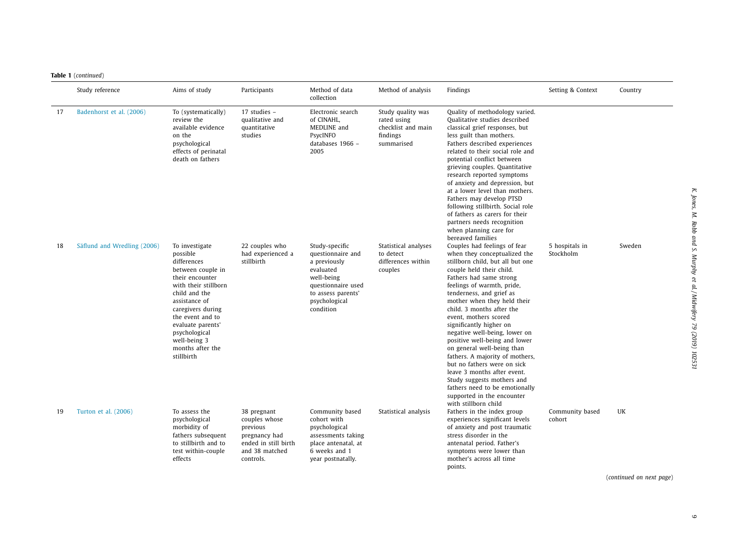**Table 1** (*continued*)

| | Study reference | Aims of study | Participants | Method of data collection | Method of analysis | Findings | Setting & Context | Country |
|---|---|---|---|---|---|---|---|---|
| 17 | Badenhorst et al. (2006) | To (systematically) review the available evidence on the psychological effects of perinatal death on fathers | 17 studies – qualitative and quantitative studies | Electronic search of CINAHL, MEDLINE and PsycINFO databases 1966 – 2005 | Study quality was rated using checklist and main findings summarised | Quality of methodology varied. Qualitative studies described classical grief responses, but less guilt than mothers. Fathers described experiences related to their social role and potential conflict between grieving couples. Quantitative research reported symptoms of anxiety and depression, but at a lower level than mothers. Fathers may develop PTSD following stillbirth. Social role of fathers as carers for their partners needs recognition when planning care for bereaved families | | |
| 18 | Säflund and Wredling (2006) | To investigate possible differences between couple in their encounter with their stillborn child and the assistance of caregivers during the event and to evaluate parents' psychological well-being 3 months after the stillbirth | 22 couples who had experienced a stillbirth | Study-specific questionnaire and a previously evaluated well-being questionnaire used to assess parents' psychological condition | Statistical analyses to detect differences within couples | Couples had feelings of fear when they conceptualized the stillborn child, but all but one couple held their child. Fathers had same strong feelings of warmth, pride, tenderness, and grief as mother when they held their child. 3 months after the event, mothers scored significantly higher on negative well-being, lower on positive well-being and lower on general well-being than fathers. A majority of mothers, but no fathers were on sick leave 3 months after event. Study suggests mothers and fathers need to be emotionally supported in the encounter with stillborn child | 5 hospitals in Stockholm | Sweden |
| 19 | Turton et al. (2006) | To assess the psychological morbidity of fathers subsequent to stillbirth and to test within-couple effects | 38 pregnant couples whose previous pregnancy had ended in still birth and 38 matched controls. | Community based cohort with psychological assessments taking place antenatal, at 6 weeks and 1 year postnatally. | Statistical analysis | Fathers in the index group experiences significant levels of anxiety and post traumatic stress disorder in the antenatal period. Father's symptoms were lower than mother's across all time points. | Community based cohort | UK |

(*continued on next page*)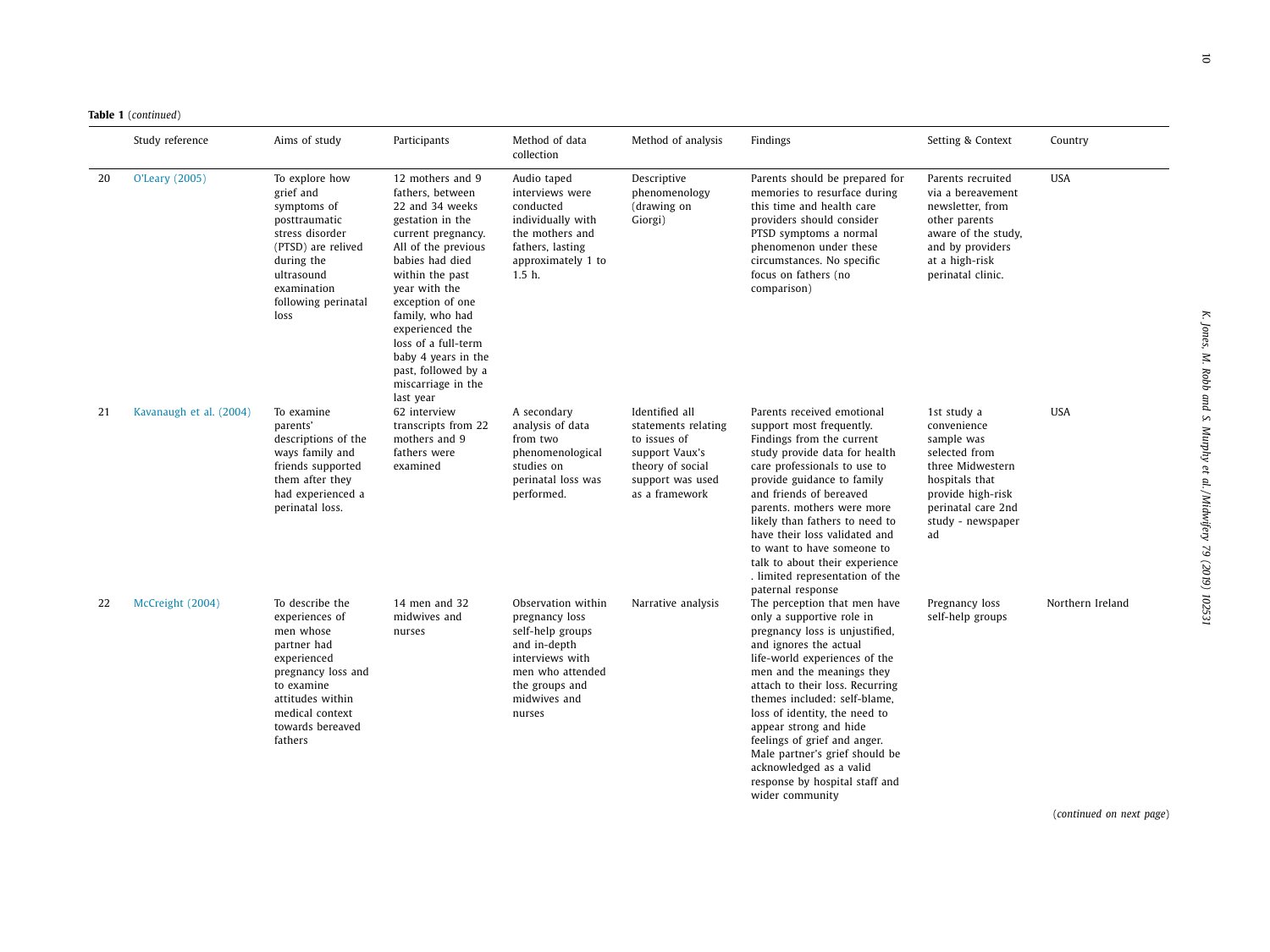**Table 1** (*continued*)

| | Study reference | Aims of study | Participants | Method of data collection | Method of analysis | Findings | Setting & Context | Country |
|---|---|---|---|---|---|---|---|---|
| 20 | O'Leary (2005) | To explore how grief and symptoms of posttraumatic stress disorder (PTSD) are relived during the ultrasound examination following perinatal loss | 12 mothers and 9 fathers, between 22 and 34 weeks gestation in the current pregnancy. All of the previous babies had died within the past year with the exception of one family, who had experienced the loss of a full-term baby 4 years in the past, followed by a miscarriage in the last year | Audio taped interviews were conducted individually with the mothers and fathers, lasting approximately 1 to 1.5 h. | Descriptive phenomenology (drawing on Giorgi) | Parents should be prepared for memories to resurface during this time and health care providers should consider PTSD symptoms a normal phenomenon under these circumstances. No specific focus on fathers (no comparison) | Parents recruited via a bereavement newsletter, from other parents aware of the study, and by providers at a high-risk perinatal clinic. | USA |
| 21 | Kavanaugh et al. (2004) | To examine parents' descriptions of the ways family and friends supported them after they had experienced a perinatal loss. | 62 interview transcripts from 22 mothers and 9 fathers were examined | A secondary analysis of data from two phenomenological studies on perinatal loss was performed. | Identified all statements relating to issues of support Vaux's theory of social support was used as a framework | Parents received emotional support most frequently. Findings from the current study provide data for health care professionals to use to provide guidance to family and friends of bereaved parents. mothers were more likely than fathers to need to have their loss validated and to want to have someone to talk to about their experience . limited representation of the paternal response | 1st study a convenience sample was selected from three Midwestern hospitals that provide high-risk perinatal care 2nd study - newspaper ad | USA |
| 22 | McCreight (2004) | To describe the experiences of men whose partner had experienced pregnancy loss and to examine attitudes within medical context towards bereaved fathers | 14 men and 32 midwives and nurses | Observation within pregnancy loss self-help groups and in-depth interviews with men who attended the groups and midwives and nurses | Narrative analysis | The perception that men have only a supportive role in pregnancy loss is unjustified, and ignores the actual life-world experiences of the men and the meanings they attach to their loss. Recurring themes included: self-blame, loss of identity, the need to appear strong and hide feelings of grief and anger. Male partner's grief should be acknowledged as a valid response by hospital staff and wider community | Pregnancy loss self-help groups | Northern Ireland |

(*continued on next page*)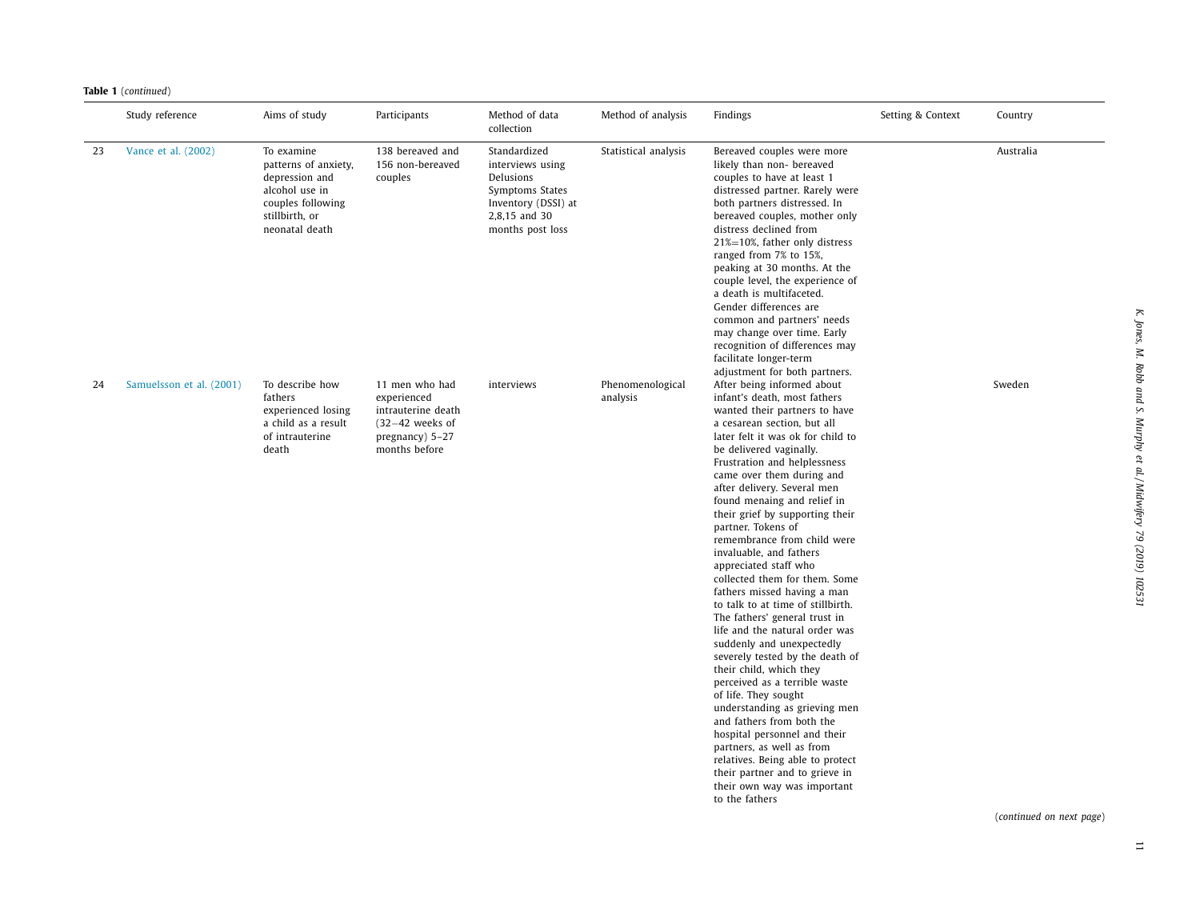**Table 1** (*continued*)

| | Study reference | Aims of study | Participants | Method of data collection | Method of analysis | Findings | Setting & Context | Country |
|---|---|---|---|---|---|---|---|---|
| 23 | Vance et al. (2002) | To examine patterns of anxiety, depression and alcohol use in couples following stillbirth, or neonatal death | 138 bereaved and 156 non-bereaved couples | Standardized interviews using Delusions Symptoms States Inventory (DSSI) at 2,8,15 and 30 months post loss | Statistical analysis | Bereaved couples were more likely than non- bereaved couples to have at least 1 distressed partner. Rarely were both partners distressed. In bereaved couples, mother only distress declined from 21%=10%, father only distress ranged from 7% to 15%, peaking at 30 months. At the couple level, the experience of a death is multifaceted. Gender differences are common and partners' needs may change over time. Early recognition of differences may facilitate longer-term adjustment for both partners. | | Australia |
| 24 | Samuelsson et al. (2001) | To describe how fathers experienced losing a child as a result of intrauterine death | 11 men who had experienced intrauterine death (32–42 weeks of pregnancy) 5–27 months before | interviews | Phenomenological analysis | After being informed about infant's death, most fathers wanted their partners to have a cesarean section, but all later felt it was ok for child to be delivered vaginally. Frustration and helplessness came over them during and after delivery. Several men found menaing and relief in their grief by supporting their partner. Tokens of remembrance from child were invaluable, and fathers appreciated staff who collected them for them. Some fathers missed having a man to talk to at time of stillbirth. The fathers' general trust in life and the natural order was suddenly and unexpectedly severely tested by the death of their child, which they perceived as a terrible waste of life. They sought understanding as grieving men and fathers from both the hospital personnel and their partners, as well as from relatives. Being able to protect their partner and to grieve in their own way was important to the fathers | | Sweden |

(*continued on next page*)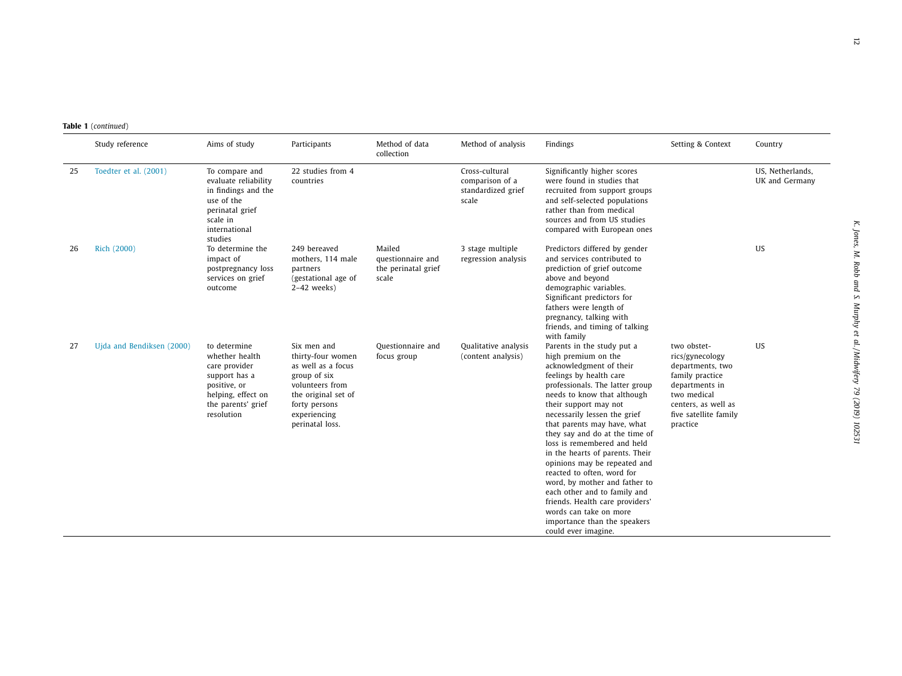**Table 1** (*continued*)

| | Study reference | Aims of study | Participants | Method of data collection | Method of analysis | Findings | Setting & Context | Country |
|---|---|---|---|---|---|---|---|---|
| 25 | Toedter et al. (2001) | To compare and evaluate reliability in findings and the use of the perinatal grief scale in international studies | 22 studies from 4 countries | | Cross-cultural comparison of a standardized grief scale | Significantly higher scores were found in studies that recruited from support groups and self-selected populations rather than from medical sources and from US studies compared with European ones | | US, Netherlands, UK and Germany |
| 26 | Rich (2000) | To determine the impact of postpregnancy loss services on grief outcome | 249 bereaved mothers, 114 male partners (gestational age of 2–42 weeks) | Mailed questionnaire and the perinatal grief scale | 3 stage multiple regression analysis | Predictors differed by gender and services contributed to prediction of grief outcome above and beyond demographic variables. Significant predictors for fathers were length of pregnancy, talking with friends, and timing of talking with family | | US |
| 27 | Ujda and Bendiksen (2000) | to determine whether health care provider support has a positive, or helping, effect on the parents' grief resolution | Six men and thirty-four women as well as a focus group of six volunteers from the original set of forty persons experiencing perinatal loss. | Questionnaire and focus group | Qualitative analysis (content analysis) | Parents in the study put a high premium on the acknowledgment of their feelings by health care professionals. The latter group needs to know that although their support may not necessarily lessen the grief that parents may have, what they say and do at the time of loss is remembered and held in the hearts of parents. Their opinions may be repeated and reacted to often, word for word, by mother and father to each other and to family and friends. Health care providers' words can take on more importance than the speakers could ever imagine. | two obstetrics/gynecology departments, two family practice departments in two medical centers, as well as five satellite family practice | US |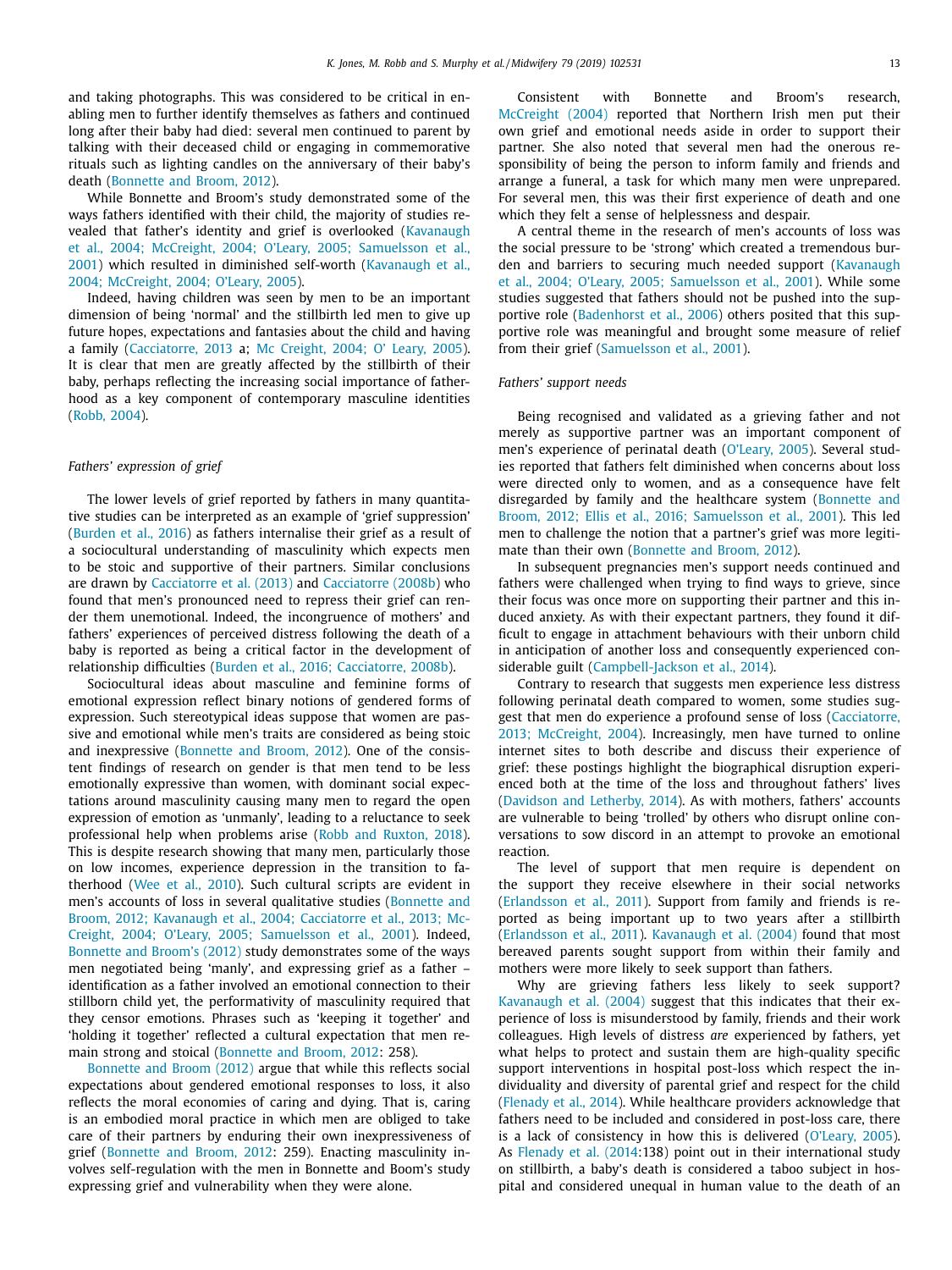and taking photographs. This was considered to be critical in enabling men to further identify themselves as fathers and continued long after their baby had died: several men continued to parent by talking with their deceased child or engaging in commemorative rituals such as lighting candles on the anniversary of their baby's death (Bonnette and Broom, 2012).

While Bonnette and Broom's study demonstrated some of the ways fathers identified with their child, the majority of studies revealed that father's identity and grief is overlooked (Kavanaugh et al., 2004; McCreight, 2004; O'Leary, 2005; Samuelsson et al., 2001) which resulted in diminished self-worth (Kavanaugh et al., 2004; McCreight, 2004; O'Leary, 2005).

Indeed, having children was seen by men to be an important dimension of being 'normal' and the stillbirth led men to give up future hopes, expectations and fantasies about the child and having a family (Cacciatorre, 2013 a; Mc Creight, 2004; O' Leary, 2005). It is clear that men are greatly affected by the stillbirth of their baby, perhaps reflecting the increasing social importance of fatherhood as a key component of contemporary masculine identities (Robb, 2004).

### *Fathers' expression of grief*

The lower levels of grief reported by fathers in many quantitative studies can be interpreted as an example of 'grief suppression' (Burden et al., 2016) as fathers internalise their grief as a result of a sociocultural understanding of masculinity which expects men to be stoic and supportive of their partners. Similar conclusions are drawn by Cacciatorre et al. (2013) and Cacciatorre (2008b) who found that men's pronounced need to repress their grief can render them unemotional. Indeed, the incongruence of mothers' and fathers' experiences of perceived distress following the death of a baby is reported as being a critical factor in the development of relationship difficulties (Burden et al., 2016; Cacciatorre, 2008b).

Sociocultural ideas about masculine and feminine forms of emotional expression reflect binary notions of gendered forms of expression. Such stereotypical ideas suppose that women are passive and emotional while men's traits are considered as being stoic and inexpressive (Bonnette and Broom, 2012). One of the consistent findings of research on gender is that men tend to be less emotionally expressive than women, with dominant social expectations around masculinity causing many men to regard the open expression of emotion as 'unmanly', leading to a reluctance to seek professional help when problems arise (Robb and Ruxton, 2018). This is despite research showing that many men, particularly those on low incomes, experience depression in the transition to fatherhood (Wee et al., 2010). Such cultural scripts are evident in men's accounts of loss in several qualitative studies (Bonnette and Broom, 2012; Kavanaugh et al., 2004; Cacciatorre et al., 2013; McCreight, 2004; O'Leary, 2005; Samuelsson et al., 2001). Indeed, Bonnette and Broom's (2012) study demonstrates some of the ways men negotiated being 'manly', and expressing grief as a father – identification as a father involved an emotional connection to their stillborn child yet, the performativity of masculinity required that they censor emotions. Phrases such as 'keeping it together' and 'holding it together' reflected a cultural expectation that men remain strong and stoical (Bonnette and Broom, 2012: 258).

Bonnette and Broom (2012) argue that while this reflects social expectations about gendered emotional responses to loss, it also reflects the moral economies of caring and dying. That is, caring is an embodied moral practice in which men are obliged to take care of their partners by enduring their own inexpressiveness of grief (Bonnette and Broom, 2012: 259). Enacting masculinity involves self-regulation with the men in Bonnette and Boom's study expressing grief and vulnerability when they were alone.

Consistent with Bonnette and Broom's research, McCreight (2004) reported that Northern Irish men put their own grief and emotional needs aside in order to support their partner. She also noted that several men had the onerous responsibility of being the person to inform family and friends and arrange a funeral, a task for which many men were unprepared. For several men, this was their first experience of death and one which they felt a sense of helplessness and despair.

A central theme in the research of men's accounts of loss was the social pressure to be 'strong' which created a tremendous burden and barriers to securing much needed support (Kavanaugh et al., 2004; O'Leary, 2005; Samuelsson et al., 2001). While some studies suggested that fathers should not be pushed into the supportive role (Badenhorst et al., 2006) others posited that this supportive role was meaningful and brought some measure of relief from their grief (Samuelsson et al., 2001).

### *Fathers' support needs*

Being recognised and validated as a grieving father and not merely as supportive partner was an important component of men's experience of perinatal death (O'Leary, 2005). Several studies reported that fathers felt diminished when concerns about loss were directed only to women, and as a consequence have felt disregarded by family and the healthcare system (Bonnette and Broom, 2012; Ellis et al., 2016; Samuelsson et al., 2001). This led men to challenge the notion that a partner's grief was more legitimate than their own (Bonnette and Broom, 2012).

In subsequent pregnancies men's support needs continued and fathers were challenged when trying to find ways to grieve, since their focus was once more on supporting their partner and this induced anxiety. As with their expectant partners, they found it difficult to engage in attachment behaviours with their unborn child in anticipation of another loss and consequently experienced considerable guilt (Campbell-Jackson et al., 2014).

Contrary to research that suggests men experience less distress following perinatal death compared to women, some studies suggest that men do experience a profound sense of loss (Cacciatorre, 2013; McCreight, 2004). Increasingly, men have turned to online internet sites to both describe and discuss their experience of grief: these postings highlight the biographical disruption experienced both at the time of the loss and throughout fathers' lives (Davidson and Letherby, 2014). As with mothers, fathers' accounts are vulnerable to being 'trolled' by others who disrupt online conversations to sow discord in an attempt to provoke an emotional reaction.

The level of support that men require is dependent on the support they receive elsewhere in their social networks (Erlandsson et al., 2011). Support from family and friends is reported as being important up to two years after a stillbirth (Erlandsson et al., 2011). Kavanaugh et al. (2004) found that most bereaved parents sought support from within their family and mothers were more likely to seek support than fathers.

Why are grieving fathers less likely to seek support? Kavanaugh et al. (2004) suggest that this indicates that their experience of loss is misunderstood by family, friends and their work colleagues. High levels of distress *are* experienced by fathers, yet what helps to protect and sustain them are high-quality specific support interventions in hospital post-loss which respect the individuality and diversity of parental grief and respect for the child (Flenady et al., 2014). While healthcare providers acknowledge that fathers need to be included and considered in post-loss care, there is a lack of consistency in how this is delivered (O'Leary, 2005). As Flenady et al. (2014:138) point out in their international study on stillbirth, a baby's death is considered a taboo subject in hospital and considered unequal in human value to the death of an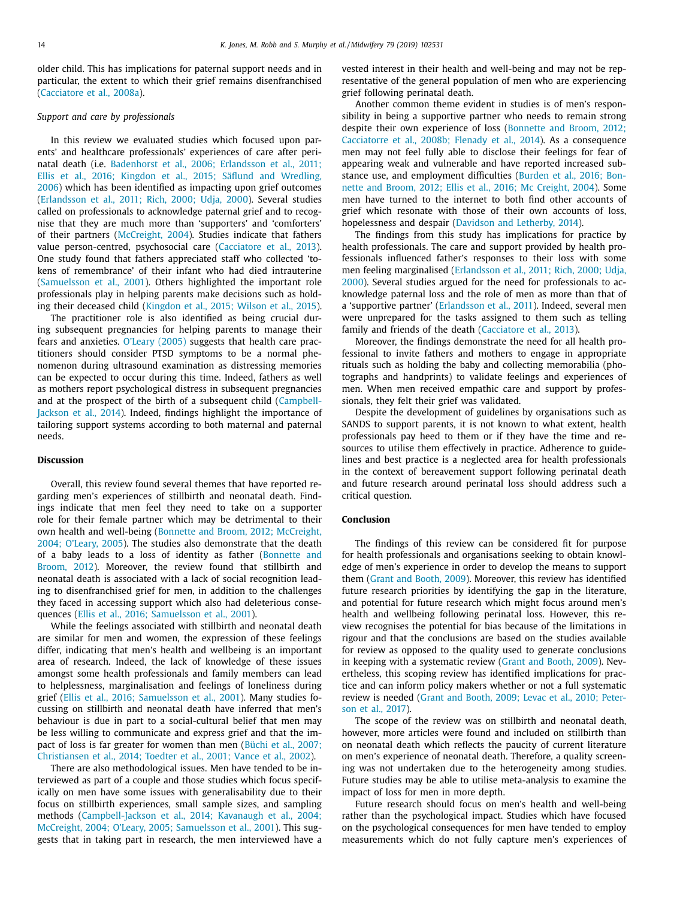older child. This has implications for paternal support needs and in particular, the extent to which their grief remains disenfranchised (Cacciatore et al., 2008a).

*Support and care by professionals*

In this review we evaluated studies which focused upon parents' and healthcare professionals' experiences of care after perinatal death (i.e. Badenhorst et al., 2006; Erlandsson et al., 2011; Ellis et al., 2016; Kingdon et al., 2015; Säflund and Wredling, 2006) which has been identified as impacting upon grief outcomes (Erlandsson et al., 2011; Rich, 2000; Udja, 2000). Several studies called on professionals to acknowledge paternal grief and to recognise that they are much more than 'supporters' and 'comforters' of their partners (McCreight, 2004). Studies indicate that fathers value person-centred, psychosocial care (Cacciatore et al., 2013). One study found that fathers appreciated staff who collected 'tokens of remembrance' of their infant who had died intrauterine (Samuelsson et al., 2001). Others highlighted the important role professionals play in helping parents make decisions such as holding their deceased child (Kingdon et al., 2015; Wilson et al., 2015).

The practitioner role is also identified as being crucial during subsequent pregnancies for helping parents to manage their fears and anxieties. O'Leary (2005) suggests that health care practitioners should consider PTSD symptoms to be a normal phenomenon during ultrasound examination as distressing memories can be expected to occur during this time. Indeed, fathers as well as mothers report psychological distress in subsequent pregnancies and at the prospect of the birth of a subsequent child (Campbell-Jackson et al., 2014). Indeed, findings highlight the importance of tailoring support systems according to both maternal and paternal needs.

## Discussion

Overall, this review found several themes that have reported regarding men's experiences of stillbirth and neonatal death. Findings indicate that men feel they need to take on a supporter role for their female partner which may be detrimental to their own health and well-being (Bonnette and Broom, 2012; McCreight, 2004; O'Leary, 2005). The studies also demonstrate that the death of a baby leads to a loss of identity as father (Bonnette and Broom, 2012). Moreover, the review found that stillbirth and neonatal death is associated with a lack of social recognition leading to disenfranchised grief for men, in addition to the challenges they faced in accessing support which also had deleterious consequences (Ellis et al., 2016; Samuelsson et al., 2001).

While the feelings associated with stillbirth and neonatal death are similar for men and women, the expression of these feelings differ, indicating that men's health and wellbeing is an important area of research. Indeed, the lack of knowledge of these issues amongst some health professionals and family members can lead to helplessness, marginalisation and feelings of loneliness during grief (Ellis et al., 2016; Samuelsson et al., 2001). Many studies focussing on stillbirth and neonatal death have inferred that men's behaviour is due in part to a social-cultural belief that men may be less willing to communicate and express grief and that the impact of loss is far greater for women than men (Büchi et al., 2007; Christiansen et al., 2014; Toedter et al., 2001; Vance et al., 2002).

There are also methodological issues. Men have tended to be interviewed as part of a couple and those studies which focus specifically on men have some issues with generalisability due to their focus on stillbirth experiences, small sample sizes, and sampling methods (Campbell-Jackson et al., 2014; Kavanaugh et al., 2004; McCreight, 2004; O'Leary, 2005; Samuelsson et al., 2001). This suggests that in taking part in research, the men interviewed have a vested interest in their health and well-being and may not be representative of the general population of men who are experiencing grief following perinatal death.

Another common theme evident in studies is of men's responsibility in being a supportive partner who needs to remain strong despite their own experience of loss (Bonnette and Broom, 2012; Cacciatorre et al., 2008b; Flenady et al., 2014). As a consequence men may not feel fully able to disclose their feelings for fear of appearing weak and vulnerable and have reported increased substance use, and employment difficulties (Burden et al., 2016; Bonnette and Broom, 2012; Ellis et al., 2016; Mc Creight, 2004). Some men have turned to the internet to both find other accounts of grief which resonate with those of their own accounts of loss, hopelessness and despair (Davidson and Letherby, 2014).

The findings from this study has implications for practice by health professionals. The care and support provided by health professionals influenced father's responses to their loss with some men feeling marginalised (Erlandsson et al., 2011; Rich, 2000; Udja, 2000). Several studies argued for the need for professionals to acknowledge paternal loss and the role of men as more than that of a 'supportive partner' (Erlandsson et al., 2011). Indeed, several men were unprepared for the tasks assigned to them such as telling family and friends of the death (Cacciatore et al., 2013).

Moreover, the findings demonstrate the need for all health professional to invite fathers and mothers to engage in appropriate rituals such as holding the baby and collecting memorabilia (photographs and handprints) to validate feelings and experiences of men. When men received empathic care and support by professionals, they felt their grief was validated.

Despite the development of guidelines by organisations such as SANDS to support parents, it is not known to what extent, health professionals pay heed to them or if they have the time and resources to utilise them effectively in practice. Adherence to guidelines and best practice is a neglected area for health professionals in the context of bereavement support following perinatal death and future research around perinatal loss should address such a critical question.

## Conclusion

The findings of this review can be considered fit for purpose for health professionals and organisations seeking to obtain knowledge of men's experience in order to develop the means to support them (Grant and Booth, 2009). Moreover, this review has identified future research priorities by identifying the gap in the literature, and potential for future research which might focus around men's health and wellbeing following perinatal loss. However, this review recognises the potential for bias because of the limitations in rigour and that the conclusions are based on the studies available for review as opposed to the quality used to generate conclusions in keeping with a systematic review (Grant and Booth, 2009). Nevertheless, this scoping review has identified implications for practice and can inform policy makers whether or not a full systematic review is needed (Grant and Booth, 2009; Levac et al., 2010; Peterson et al., 2017).

The scope of the review was on stillbirth and neonatal death, however, more articles were found and included on stillbirth than on neonatal death which reflects the paucity of current literature on men's experience of neonatal death. Therefore, a quality screening was not undertaken due to the heterogeneity among studies. Future studies may be able to utilise meta-analysis to examine the impact of loss for men in more depth.

Future research should focus on men's health and well-being rather than the psychological impact. Studies which have focused on the psychological consequences for men have tended to employ measurements which do not fully capture men's experiences of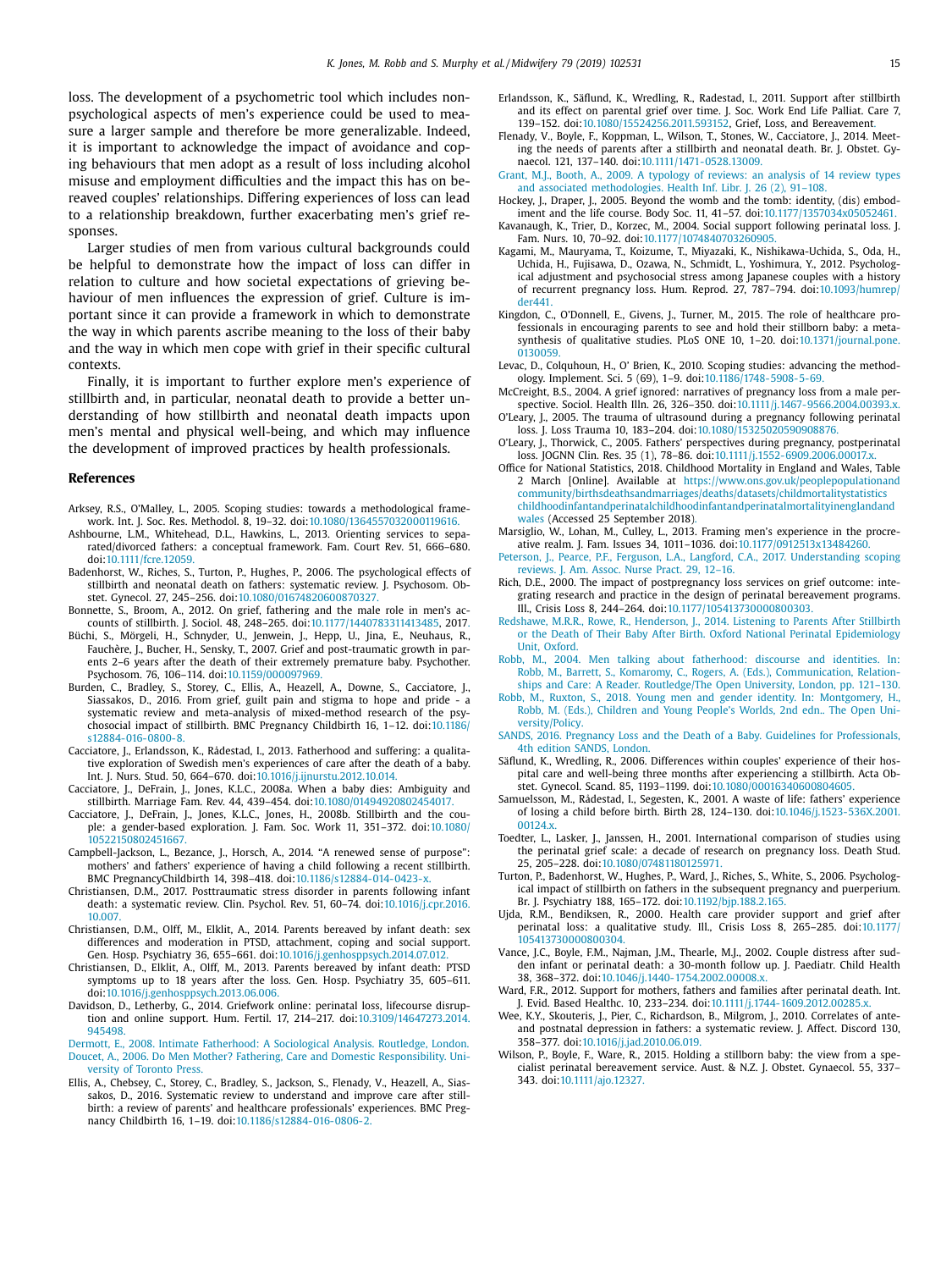loss. The development of a psychometric tool which includes non-psychological aspects of men's experience could be used to measure a larger sample and therefore be more generalizable. Indeed, it is important to acknowledge the impact of avoidance and coping behaviours that men adopt as a result of loss including alcohol misuse and employment difficulties and the impact this has on bereaved couples' relationships. Differing experiences of loss can lead to a relationship breakdown, further exacerbating men's grief responses.

Larger studies of men from various cultural backgrounds could be helpful to demonstrate how the impact of loss can differ in relation to culture and how societal expectations of grieving behaviour of men influences the expression of grief. Culture is important since it can provide a framework in which to demonstrate the way in which parents ascribe meaning to the loss of their baby and the way in which men cope with grief in their specific cultural contexts.

Finally, it is important to further explore men's experience of stillbirth and, in particular, neonatal death to provide a better understanding of how stillbirth and neonatal death impacts upon men's mental and physical well-being, and which may influence the development of improved practices by health professionals.

## References

Arksey, R.S., O'Malley, L., 2005. Scoping studies: towards a methodological framework. Int. J. Soc. Res. Methodol. 8, 19–32. doi:10.1080/1364557032000119616.

Ashbourne, L.M., Whitehead, D.L., Hawkins, L., 2013. Orienting services to separated/divorced fathers: a conceptual framework. Fam. Court Rev. 51, 666–680. doi:10.1111/fcre.12059.

Badenhorst, W., Riches, S., Turton, P., Hughes, P., 2006. The psychological effects of stillbirth and neonatal death on fathers: systematic review. J. Psychosom. Obstet. Gynecol. 27, 245–256. doi:10.1080/01674820600870327.

Bonnette, S., Broom, A., 2012. On grief, fathering and the male role in men's accounts of stillbirth. J. Sociol. 48, 248–265. doi:10.1177/1440783311413485, 2017.

Büchi, S., Mörgeli, H., Schnyder, U., Jenwein, J., Hepp, U., Jina, E., Neuhaus, R., Fauchère, J., Bucher, H., Sensky, T., 2007. Grief and post-traumatic growth in parents 2–6 years after the death of their extremely premature baby. Psychother. Psychosom. 76, 106–114. doi:10.1159/000097969.

Burden, C., Bradley, S., Storey, C., Ellis, A., Heazell, A., Downe, S., Cacciatore, J., Siassakos, D., 2016. From grief, guilt pain and stigma to hope and pride - a systematic review and meta-analysis of mixed-method research of the psychosocial impact of stillbirth. BMC Pregnancy Childbirth 16, 1–12. doi:10.1186/s12884-016-0800-8.

Cacciatore, J., Erlandsson, K., Rådestad, I., 2013. Fatherhood and suffering: a qualitative exploration of Swedish men's experiences of care after the death of a baby. Int. J. Nurs. Stud. 50, 664–670. doi:10.1016/j.ijnurstu.2012.10.014.

Cacciatore, J., DeFrain, J., Jones, K.L.C., 2008a. When a baby dies: Ambiguity and stillbirth. Marriage Fam. Rev. 44, 439–454. doi:10.1080/01494920802454017.

Cacciatore, J., DeFrain, J., Jones, K.L.C., Jones, H., 2008b. Stillbirth and the couple: a gender-based exploration. J. Fam. Soc. Work 11, 351–372. doi:10.1080/10522150802451667.

Campbell-Jackson, L., Bezance, J., Horsch, A., 2014. "A renewed sense of purpose": mothers' and fathers' experience of having a child following a recent stillbirth. BMC PregnancyChildbirth 14, 398–418. doi:10.1186/s12884-014-0423-x.

Christiansen, D.M., 2017. Posttraumatic stress disorder in parents following infant death: a systematic review. Clin. Psychol. Rev. 51, 60–74. doi:10.1016/j.cpr.2016.10.007.

Christiansen, D.M., Olff, M., Elklit, A., 2014. Parents bereaved by infant death: sex differences and moderation in PTSD, attachment, coping and social support. Gen. Hosp. Psychiatry 36, 655–661. doi:10.1016/j.genhosppsych.2014.07.012.

Christiansen, D., Elklit, A., Olff, M., 2013. Parents bereaved by infant death: PTSD symptoms up to 18 years after the loss. Gen. Hosp. Psychiatry 35, 605–611. doi:10.1016/j.genhosppsych.2013.06.006.

Davidson, D., Letherby, G., 2014. Griefwork online: perinatal loss, lifecourse disruption and online support. Hum. Fertil. 17, 214–217. doi:10.3109/14647273.2014.945498.

Dermott, E., 2008. Intimate Fatherhood: A Sociological Analysis. Routledge, London.

Doucet, A., 2006. Do Men Mother? Fathering, Care and Domestic Responsibility. University of Toronto Press.

Ellis, A., Chebsey, C., Storey, C., Bradley, S., Jackson, S., Flenady, V., Heazell, A., Siassakos, D., 2016. Systematic review to understand and improve care after stillbirth: a review of parents' and healthcare professionals' experiences. BMC Pregnancy Childbirth 16, 1–19. doi:10.1186/s12884-016-0806-2.

Erlandsson, K., Säflund, K., Wredling, R., Radestad, I., 2011. Support after stillbirth and its effect on parental grief over time. J. Soc. Work End Life Palliat. Care 7, 139–152. doi:10.1080/15524256.2011.593152, Grief, Loss, and Bereavement.

Flenady, V., Boyle, F., Koppman, L., Wilson, T., Stones, W., Cacciatore, J., 2014. Meeting the needs of parents after a stillbirth and neonatal death. Br. J. Obstet. Gynaecol. 121, 137–140. doi:10.1111/1471-0528.13009.

Grant, M.J., Booth, A., 2009. A typology of reviews: an analysis of 14 review types and associated methodologies. Health Inf. Libr. J. 26 (2), 91–108.

Hockey, J., Draper, J., 2005. Beyond the womb and the tomb: identity, (dis) embodiment and the life course. Body Soc. 11, 41–57. doi:10.1177/1357034x05052461.

Kavanaugh, K., Trier, D., Korzec, M., 2004. Social support following perinatal loss. J. Fam. Nurs. 10, 70–92. doi:10.1177/1074840703260905.

Kagami, M., Mauryama, T., Koizume, T., Miyazaki, K., Nishikawa-Uchida, S., Oda, H., Uchida, H., Fujisawa, D., Ozawa, N., Schmidt, L., Yoshimura, Y., 2012. Psychological adjustment and psychosocial stress among Japanese couples with a history of recurrent pregnancy loss. Hum. Reprod. 27, 787–794. doi:10.1093/humrep/der441.

Kingdon, C., O'Donnell, E., Givens, J., Turner, M., 2015. The role of healthcare professionals in encouraging parents to see and hold their stillborn baby: a meta-synthesis of qualitative studies. PLoS ONE 10, 1–20. doi:10.1371/journal.pone.0130059.

Levac, D., Colquhoun, H., O' Brien, K., 2010. Scoping studies: advancing the methodology. Implement. Sci. 5 (69), 1–9. doi:10.1186/1748-5908-5-69.

McCreight, B.S., 2004. A grief ignored: narratives of pregnancy loss from a male perspective. Sociol. Health Illn. 26, 326–350. doi:10.1111/j.1467-9566.2004.00393.x.

O'Leary, J., 2005. The trauma of ultrasound during a pregnancy following perinatal loss. J. Loss Trauma 10, 183–204. doi:10.1080/15325020590908876.

O'Leary, J., Thorwick, C., 2005. Fathers' perspectives during pregnancy, postperinatal loss. JOGNN Clin. Res. 35 (1), 78–86. doi:10.1111/j.1552-6909.2006.00017.x.

Office for National Statistics, 2018. Childhood Mortality in England and Wales, Table 2 March [Online]. Available at https://www.ons.gov.uk/peoplepopulationandcommunity/birthsdeathsandmarriages/deaths/datasets/childmortalitystatisticschildhoodinfantandperinatalchildhoodinfantandperinatalmortalityinenglandandwales (Accessed 25 September 2018).

Marsiglio, W., Lohan, M., Culley, L., 2013. Framing men's experience in the procreative realm. J. Fam. Issues 34, 1011–1036. doi:10.1177/0912513x13484260.

Peterson, J., Pearce, P.F., Ferguson, L.A., Langford, C.A., 2017. Understanding scoping reviews. J. Am. Assoc. Nurse Pract. 29, 12–16.

Rich, D.E., 2000. The impact of postpregnancy loss services on grief outcome: integrating research and practice in the design of perinatal bereavement programs. Ill., Crisis Loss 8, 244–264. doi:10.1177/105413730000800303.

Redshawe, M.R.R., Rowe, R., Henderson, J., 2014. Listening to Parents After Stillbirth or the Death of Their Baby After Birth. Oxford National Perinatal Epidemiology Unit, Oxford.

Robb, M., 2004. Men talking about fatherhood: discourse and identities. In: Robb, M., Barrett, S., Komaromy, C., Rogers, A. (Eds.), Communication, Relationships and Care: A Reader. Routledge/The Open University, London, pp. 121–130.

Robb, M., Ruxton, S., 2018. Young men and gender identity. In: Montgomery, H., Robb, M. (Eds.), Children and Young People's Worlds, 2nd edn.. The Open University/Policy.

SANDS, 2016. Pregnancy Loss and the Death of a Baby. Guidelines for Professionals, 4th edition SANDS, London.

Säflund, K., Wredling, R., 2006. Differences within couples' experience of their hospital care and well-being three months after experiencing a stillbirth. Acta Obstet. Gynecol. Scand. 85, 1193–1199. doi:10.1080/00016340600804605.

Samuelsson, M., Rådestad, I., Segesten, K., 2001. A waste of life: fathers' experience of losing a child before birth. Birth 28, 124–130. doi:10.1046/j.1523-536X.2001.00124.x.

Toedter, L., Lasker, J., Janssen, H., 2001. International comparison of studies using the perinatal grief scale: a decade of research on pregnancy loss. Death Stud. 25, 205–228. doi:10.1080/07481180125971.

Turton, P., Badenhorst, W., Hughes, P., Ward, J., Riches, S., White, S., 2006. Psychological impact of stillbirth on fathers in the subsequent pregnancy and puerperium. Br. J. Psychiatry 188, 165–172. doi:10.1192/bjp.188.2.165.

Ujda, R.M., Bendiksen, R., 2000. Health care provider support and grief after perinatal loss: a qualitative study. Ill., Crisis Loss 8, 265–285. doi:10.1177/105413730000800304.

Vance, J.C., Boyle, F.M., Najman, J.M., Thearle, M.J., 2002. Couple distress after sudden infant or perinatal death: a 30-month follow up. J. Paediatr. Child Health 38, 368–372. doi:10.1046/j.1440-1754.2002.00008.x.

Ward, F.R., 2012. Support for mothers, fathers and families after perinatal death. Int. J. Evid. Based Healthc. 10, 233–234. doi:10.1111/j.1744-1609.2012.00285.x.

Wee, K.Y., Skouteris, J., Pier, C., Richardson, B., Milgrom, J., 2010. Correlates of ante- and postnatal depression in fathers: a systematic review. J. Affect. Discord 130, 358–377. doi:10.1016/j.jad.2010.06.019.

Wilson, P., Boyle, F., Ware, R., 2015. Holding a stillborn baby: the view from a specialist perinatal bereavement service. Aust. & N.Z. J. Obstet. Gynaecol. 55, 337–343. doi:10.1111/ajo.12327.